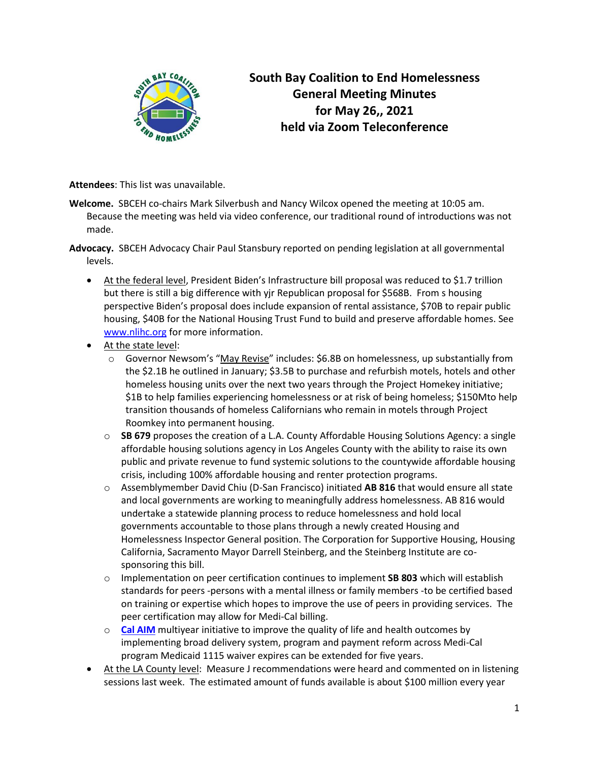# South Bay Coalition to End Homelessness
## General Meeting Minutes
## for May 26,, 2021
## held via Zoom Teleconference

**Attendees**: This list was unavailable.

**Welcome.** SBCEH co-chairs Mark Silverbush and Nancy Wilcox opened the meeting at 10:05 am. Because the meeting was held via video conference, our traditional round of introductions was not made.

**Advocacy.** SBCEH Advocacy Chair Paul Stansbury reported on pending legislation at all governmental levels.

- At the federal level, President Biden's Infrastructure bill proposal was reduced to $1.7 trillion but there is still a big difference with yjr Republican proposal for $568B. From s housing perspective Biden's proposal does include expansion of rental assistance, $70B to repair public housing, $40B for the National Housing Trust Fund to build and preserve affordable homes. See [www.nlihc.org](www.nlihc.org) for more information.
- At the state level:
  - Governor Newsom's "May Revise" includes: $6.8B on homelessness, up substantially from the $2.1B he outlined in January; $3.5B to purchase and refurbish motels, hotels and other homeless housing units over the next two years through the Project Homekey initiative; $1B to help families experiencing homelessness or at risk of being homeless; $150Mto help transition thousands of homeless Californians who remain in motels through Project Roomkey into permanent housing.
  - **SB 679** proposes the creation of a L.A. County Affordable Housing Solutions Agency: a single affordable housing solutions agency in Los Angeles County with the ability to raise its own public and private revenue to fund systemic solutions to the countywide affordable housing crisis, including 100% affordable housing and renter protection programs.
  - Assemblymember David Chiu (D-San Francisco) initiated **AB 816** that would ensure all state and local governments are working to meaningfully address homelessness. AB 816 would undertake a statewide planning process to reduce homelessness and hold local governments accountable to those plans through a newly created Housing and Homelessness Inspector General position. The Corporation for Supportive Housing, Housing California, Sacramento Mayor Darrell Steinberg, and the Steinberg Institute are co-sponsoring this bill.
  - Implementation on peer certification continues to implement **SB 803** which will establish standards for peers -persons with a mental illness or family members -to be certified based on training or expertise which hopes to improve the use of peers in providing services. The peer certification may allow for Medi-Cal billing.
  - **Cal AIM** multiyear initiative to improve the quality of life and health outcomes by implementing broad delivery system, program and payment reform across Medi-Cal program Medicaid 1115 waiver expires can be extended for five years.
- At the LA County level: Measure J recommendations were heard and commented on in listening sessions last week. The estimated amount of funds available is about $100 million every year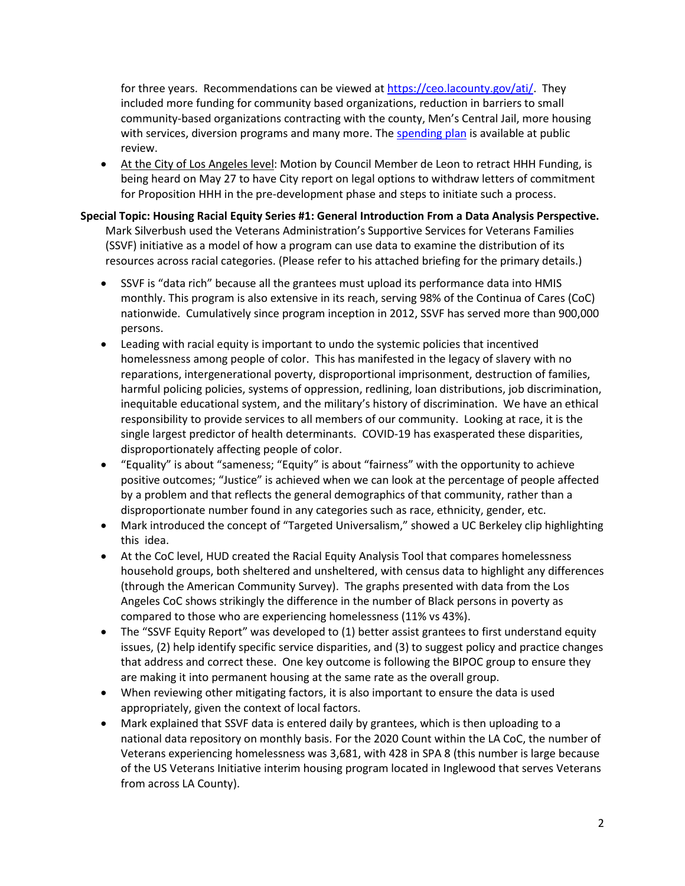for three years. Recommendations can be viewed at [https://ceo.lacounty.gov/ati/](https://ceo.lacounty.gov/ati/). They included more funding for community based organizations, reduction in barriers to small community-based organizations contracting with the county, Men's Central Jail, more housing with services, diversion programs and many more. The [spending plan](#) is available at public review.

- At the City of Los Angeles level: Motion by Council Member de Leon to retract HHH Funding, is being heard on May 27 to have City report on legal options to withdraw letters of commitment for Proposition HHH in the pre-development phase and steps to initiate such a process.

**Special Topic: Housing Racial Equity Series #1: General Introduction From a Data Analysis Perspective.** Mark Silverbush used the Veterans Administration's Supportive Services for Veterans Families (SSVF) initiative as a model of how a program can use data to examine the distribution of its resources across racial categories. (Please refer to his attached briefing for the primary details.)

- SSVF is "data rich" because all the grantees must upload its performance data into HMIS monthly. This program is also extensive in its reach, serving 98% of the Continua of Cares (CoC) nationwide. Cumulatively since program inception in 2012, SSVF has served more than 900,000 persons.
- Leading with racial equity is important to undo the systemic policies that incentived homelessness among people of color. This has manifested in the legacy of slavery with no reparations, intergenerational poverty, disproportional imprisonment, destruction of families, harmful policing policies, systems of oppression, redlining, loan distributions, job discrimination, inequitable educational system, and the military's history of discrimination. We have an ethical responsibility to provide services to all members of our community. Looking at race, it is the single largest predictor of health determinants. COVID-19 has exasperated these disparities, disproportionately affecting people of color.
- "Equality" is about "sameness; "Equity" is about "fairness" with the opportunity to achieve positive outcomes; "Justice" is achieved when we can look at the percentage of people affected by a problem and that reflects the general demographics of that community, rather than a disproportionate number found in any categories such as race, ethnicity, gender, etc.
- Mark introduced the concept of "Targeted Universalism," showed a UC Berkeley clip highlighting this idea.
- At the CoC level, HUD created the Racial Equity Analysis Tool that compares homelessness household groups, both sheltered and unsheltered, with census data to highlight any differences (through the American Community Survey). The graphs presented with data from the Los Angeles CoC shows strikingly the difference in the number of Black persons in poverty as compared to those who are experiencing homelessness (11% vs 43%).
- The "SSVF Equity Report" was developed to (1) better assist grantees to first understand equity issues, (2) help identify specific service disparities, and (3) to suggest policy and practice changes that address and correct these. One key outcome is following the BIPOC group to ensure they are making it into permanent housing at the same rate as the overall group.
- When reviewing other mitigating factors, it is also important to ensure the data is used appropriately, given the context of local factors.
- Mark explained that SSVF data is entered daily by grantees, which is then uploading to a national data repository on monthly basis. For the 2020 Count within the LA CoC, the number of Veterans experiencing homelessness was 3,681, with 428 in SPA 8 (this number is large because of the US Veterans Initiative interim housing program located in Inglewood that serves Veterans from across LA County).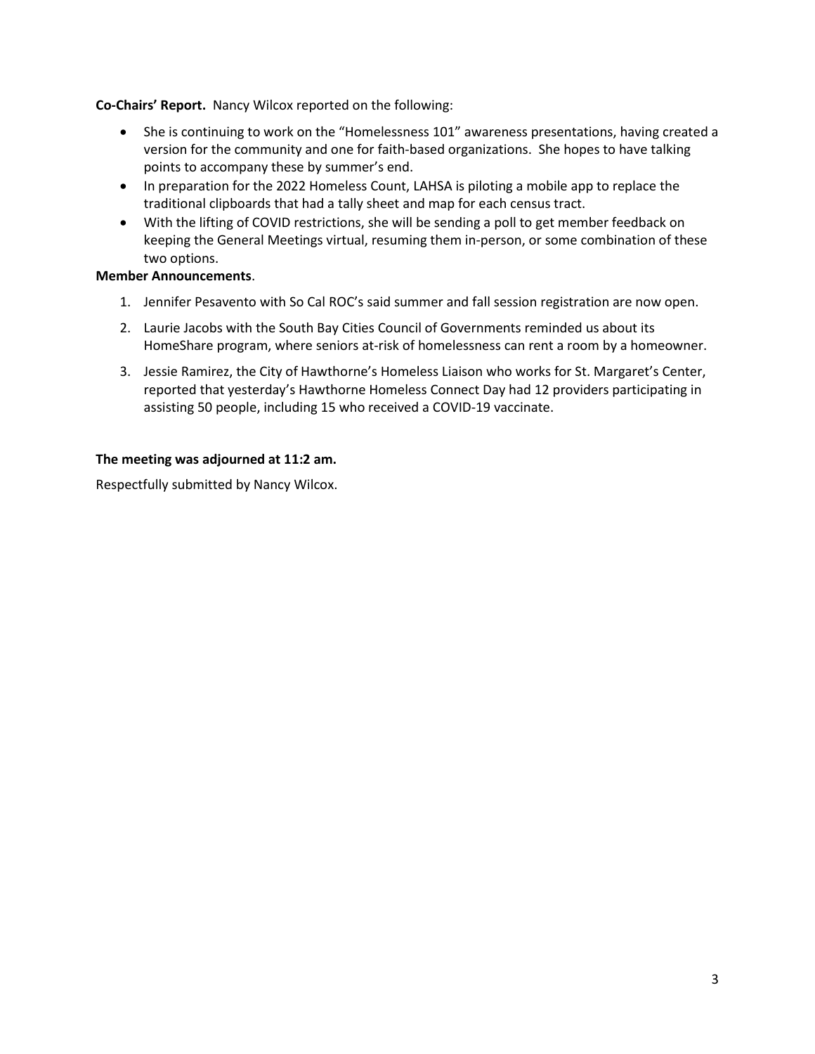**Co-Chairs' Report.** Nancy Wilcox reported on the following:

- She is continuing to work on the "Homelessness 101" awareness presentations, having created a version for the community and one for faith-based organizations. She hopes to have talking points to accompany these by summer's end.
- In preparation for the 2022 Homeless Count, LAHSA is piloting a mobile app to replace the traditional clipboards that had a tally sheet and map for each census tract.
- With the lifting of COVID restrictions, she will be sending a poll to get member feedback on keeping the General Meetings virtual, resuming them in-person, or some combination of these two options.

**Member Announcements**.

1. Jennifer Pesavento with So Cal ROC's said summer and fall session registration are now open.
2. Laurie Jacobs with the South Bay Cities Council of Governments reminded us about its HomeShare program, where seniors at-risk of homelessness can rent a room by a homeowner.
3. Jessie Ramirez, the City of Hawthorne's Homeless Liaison who works for St. Margaret's Center, reported that yesterday's Hawthorne Homeless Connect Day had 12 providers participating in assisting 50 people, including 15 who received a COVID-19 vaccinate.

**The meeting was adjourned at 11:2 am.**

Respectfully submitted by Nancy Wilcox.